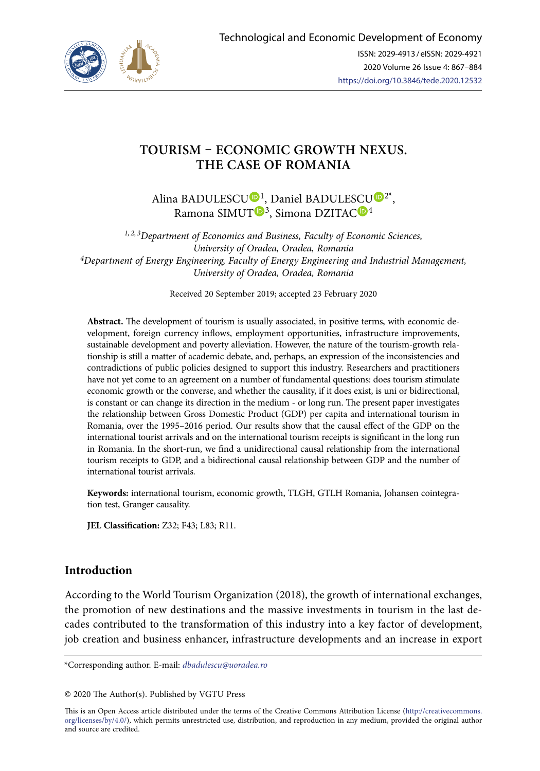# TOURISM – ECONOMIC GROWTH NEXUS. THE CASE OF ROMANIA

Alina BADULESCU[1], Daniel BADULESCU[2*], Ramona SIMUT[3], Simona DZITAC[4]

*[1,2,3]Department of Economics and Business, Faculty of Economic Sciences, University of Oradea, Oradea, Romania*
*[4]Department of Energy Engineering, Faculty of Energy Engineering and Industrial Management, University of Oradea, Oradea, Romania*

Received 20 September 2019; accepted 23 February 2020

**Abstract.** The development of tourism is usually associated, in positive terms, with economic development, foreign currency inflows, employment opportunities, infrastructure improvements, sustainable development and poverty alleviation. However, the nature of the tourism-growth relationship is still a matter of academic debate, and, perhaps, an expression of the inconsistencies and contradictions of public policies designed to support this industry. Researchers and practitioners have not yet come to an agreement on a number of fundamental questions: does tourism stimulate economic growth or the converse, and whether the causality, if it does exist, is uni or bidirectional, is constant or can change its direction in the medium - or long run. The present paper investigates the relationship between Gross Domestic Product (GDP) per capita and international tourism in Romania, over the 1995–2016 period. Our results show that the causal effect of the GDP on the international tourist arrivals and on the international tourism receipts is significant in the long run in Romania. In the short-run, we find a unidirectional causal relationship from the international tourism receipts to GDP, and a bidirectional causal relationship between GDP and the number of international tourist arrivals.

**Keywords:** international tourism, economic growth, TLGH, GTLH Romania, Johansen cointegration test, Granger causality.

**JEL Classification:** Z32; F43; L83; R11.

## Introduction

According to the World Tourism Organization (2018), the growth of international exchanges, the promotion of new destinations and the massive investments in tourism in the last decades contributed to the transformation of this industry into a key factor of development, job creation and business enhancer, infrastructure developments and an increase in export

*Corresponding author. E-mail: *dbadulescu@uoradea.ro*

© 2020 The Author(s). Published by VGTU Press

This is an Open Access article distributed under the terms of the Creative Commons Attribution License (http://creativecommons.org/licenses/by/4.0/), which permits unrestricted use, distribution, and reproduction in any medium, provided the original author and source are credited.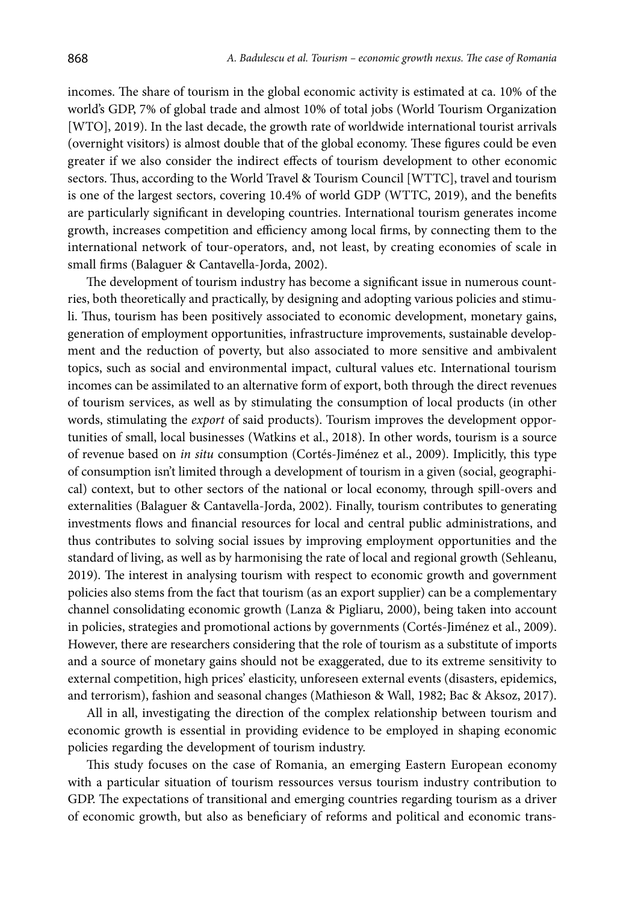incomes. The share of tourism in the global economic activity is estimated at ca. 10% of the world's GDP, 7% of global trade and almost 10% of total jobs (World Tourism Organization [WTO], 2019). In the last decade, the growth rate of worldwide international tourist arrivals (overnight visitors) is almost double that of the global economy. These figures could be even greater if we also consider the indirect effects of tourism development to other economic sectors. Thus, according to the World Travel & Tourism Council [WTTC], travel and tourism is one of the largest sectors, covering 10.4% of world GDP (WTTC, 2019), and the benefits are particularly significant in developing countries. International tourism generates income growth, increases competition and efficiency among local firms, by connecting them to the international network of tour-operators, and, not least, by creating economies of scale in small firms (Balaguer & Cantavella-Jorda, 2002).

The development of tourism industry has become a significant issue in numerous countries, both theoretically and practically, by designing and adopting various policies and stimuli. Thus, tourism has been positively associated to economic development, monetary gains, generation of employment opportunities, infrastructure improvements, sustainable development and the reduction of poverty, but also associated to more sensitive and ambivalent topics, such as social and environmental impact, cultural values etc. International tourism incomes can be assimilated to an alternative form of export, both through the direct revenues of tourism services, as well as by stimulating the consumption of local products (in other words, stimulating the *export* of said products). Tourism improves the development opportunities of small, local businesses (Watkins et al., 2018). In other words, tourism is a source of revenue based on *in situ* consumption (Cortés-Jiménez et al., 2009). Implicitly, this type of consumption isn't limited through a development of tourism in a given (social, geographical) context, but to other sectors of the national or local economy, through spill-overs and externalities (Balaguer & Cantavella-Jorda, 2002). Finally, tourism contributes to generating investments flows and financial resources for local and central public administrations, and thus contributes to solving social issues by improving employment opportunities and the standard of living, as well as by harmonising the rate of local and regional growth (Sehleanu, 2019). The interest in analysing tourism with respect to economic growth and government policies also stems from the fact that tourism (as an export supplier) can be a complementary channel consolidating economic growth (Lanza & Pigliaru, 2000), being taken into account in policies, strategies and promotional actions by governments (Cortés-Jiménez et al., 2009). However, there are researchers considering that the role of tourism as a substitute of imports and a source of monetary gains should not be exaggerated, due to its extreme sensitivity to external competition, high prices' elasticity, unforeseen external events (disasters, epidemics, and terrorism), fashion and seasonal changes (Mathieson & Wall, 1982; Bac & Aksoz, 2017).

All in all, investigating the direction of the complex relationship between tourism and economic growth is essential in providing evidence to be employed in shaping economic policies regarding the development of tourism industry.

This study focuses on the case of Romania, an emerging Eastern European economy with a particular situation of tourism ressources versus tourism industry contribution to GDP. The expectations of transitional and emerging countries regarding tourism as a driver of economic growth, but also as beneficiary of reforms and political and economic trans-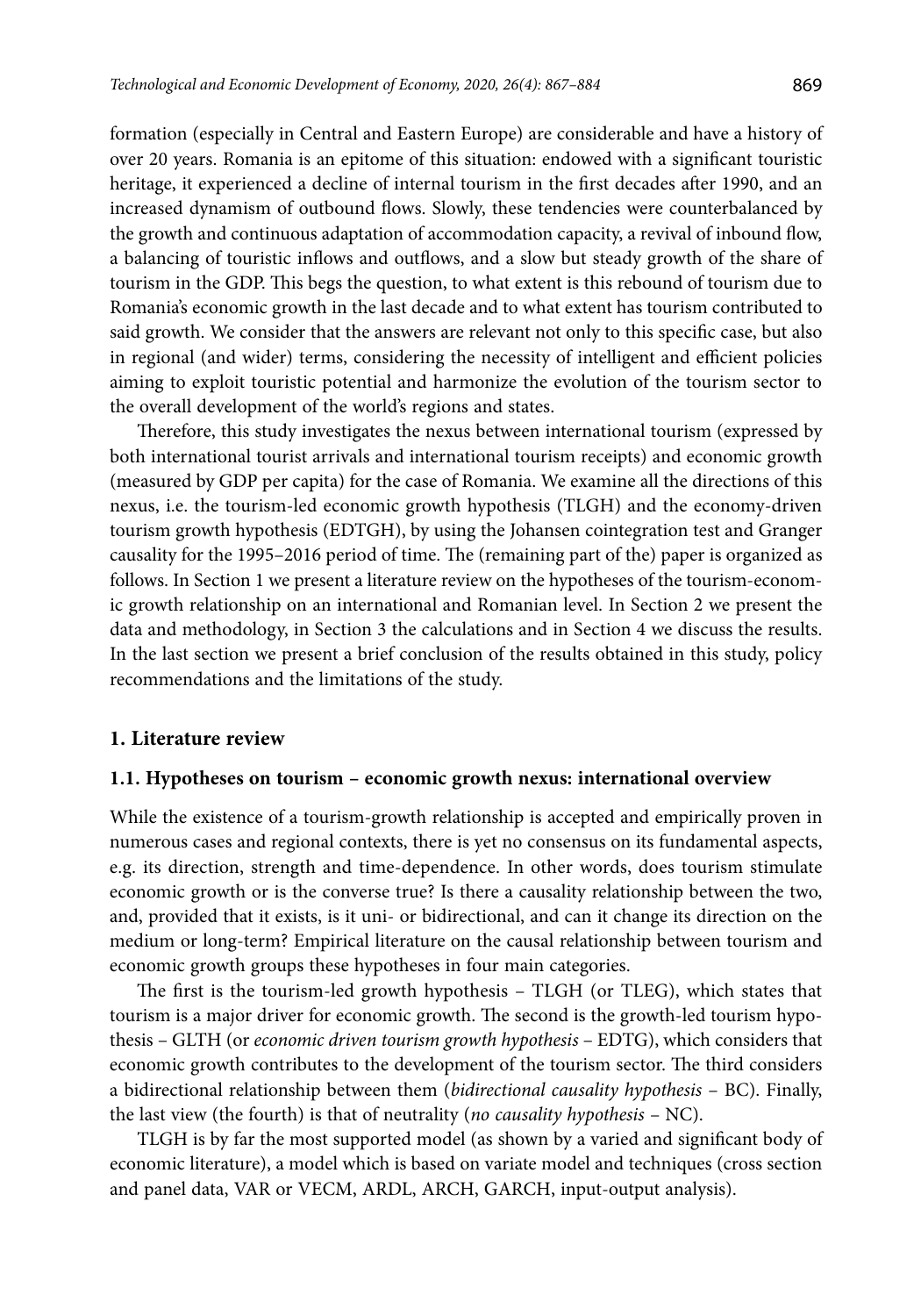formation (especially in Central and Eastern Europe) are considerable and have a history of over 20 years. Romania is an epitome of this situation: endowed with a significant touristic heritage, it experienced a decline of internal tourism in the first decades after 1990, and an increased dynamism of outbound flows. Slowly, these tendencies were counterbalanced by the growth and continuous adaptation of accommodation capacity, a revival of inbound flow, a balancing of touristic inflows and outflows, and a slow but steady growth of the share of tourism in the GDP. This begs the question, to what extent is this rebound of tourism due to Romania's economic growth in the last decade and to what extent has tourism contributed to said growth. We consider that the answers are relevant not only to this specific case, but also in regional (and wider) terms, considering the necessity of intelligent and efficient policies aiming to exploit touristic potential and harmonize the evolution of the tourism sector to the overall development of the world's regions and states.

Therefore, this study investigates the nexus between international tourism (expressed by both international tourist arrivals and international tourism receipts) and economic growth (measured by GDP per capita) for the case of Romania. We examine all the directions of this nexus, i.e. the tourism-led economic growth hypothesis (TLGH) and the economy-driven tourism growth hypothesis (EDTGH), by using the Johansen cointegration test and Granger causality for the 1995–2016 period of time. The (remaining part of the) paper is organized as follows. In Section 1 we present a literature review on the hypotheses of the tourism-economic growth relationship on an international and Romanian level. In Section 2 we present the data and methodology, in Section 3 the calculations and in Section 4 we discuss the results. In the last section we present a brief conclusion of the results obtained in this study, policy recommendations and the limitations of the study.

## 1. Literature review

### 1.1. Hypotheses on tourism – economic growth nexus: international overview

While the existence of a tourism-growth relationship is accepted and empirically proven in numerous cases and regional contexts, there is yet no consensus on its fundamental aspects, e.g. its direction, strength and time-dependence. In other words, does tourism stimulate economic growth or is the converse true? Is there a causality relationship between the two, and, provided that it exists, is it uni- or bidirectional, and can it change its direction on the medium or long-term? Empirical literature on the causal relationship between tourism and economic growth groups these hypotheses in four main categories.

The first is the tourism-led growth hypothesis – TLGH (or TLEG), which states that tourism is a major driver for economic growth. The second is the growth-led tourism hypothesis – GLTH (or *economic driven tourism growth hypothesis* – EDTG), which considers that economic growth contributes to the development of the tourism sector. The third considers a bidirectional relationship between them (*bidirectional causality hypothesis* – BC). Finally, the last view (the fourth) is that of neutrality (*no causality hypothesis* – NC).

TLGH is by far the most supported model (as shown by a varied and significant body of economic literature), a model which is based on variate model and techniques (cross section and panel data, VAR or VECM, ARDL, ARCH, GARCH, input-output analysis).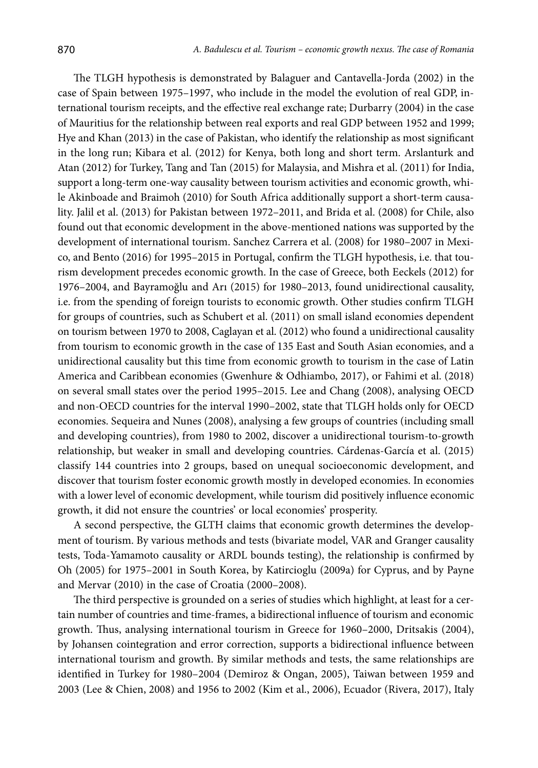The TLGH hypothesis is demonstrated by Balaguer and Cantavella-Jorda (2002) in the case of Spain between 1975–1997, who include in the model the evolution of real GDP, international tourism receipts, and the effective real exchange rate; Durbarry (2004) in the case of Mauritius for the relationship between real exports and real GDP between 1952 and 1999; Hye and Khan (2013) in the case of Pakistan, who identify the relationship as most significant in the long run; Kibara et al. (2012) for Kenya, both long and short term. Arslanturk and Atan (2012) for Turkey, Tang and Tan (2015) for Malaysia, and Mishra et al. (2011) for India, support a long-term one-way causality between tourism activities and economic growth, while Akinboade and Braimoh (2010) for South Africa additionally support a short-term causality. Jalil et al. (2013) for Pakistan between 1972–2011, and Brida et al. (2008) for Chile, also found out that economic development in the above-mentioned nations was supported by the development of international tourism. Sanchez Carrera et al. (2008) for 1980–2007 in Mexico, and Bento (2016) for 1995–2015 in Portugal, confirm the TLGH hypothesis, i.e. that tourism development precedes economic growth. In the case of Greece, both Eeckels (2012) for 1976–2004, and Bayramoğlu and Arı (2015) for 1980–2013, found unidirectional causality, i.e. from the spending of foreign tourists to economic growth. Other studies confirm TLGH for groups of countries, such as Schubert et al. (2011) on small island economies dependent on tourism between 1970 to 2008, Caglayan et al. (2012) who found a unidirectional causality from tourism to economic growth in the case of 135 East and South Asian economies, and a unidirectional causality but this time from economic growth to tourism in the case of Latin America and Caribbean economies (Gwenhure & Odhiambo, 2017), or Fahimi et al. (2018) on several small states over the period 1995–2015. Lee and Chang (2008), analysing OECD and non-OECD countries for the interval 1990–2002, state that TLGH holds only for OECD economies. Sequeira and Nunes (2008), analysing a few groups of countries (including small and developing countries), from 1980 to 2002, discover a unidirectional tourism-to-growth relationship, but weaker in small and developing countries. Cárdenas-García et al. (2015) classify 144 countries into 2 groups, based on unequal socioeconomic development, and discover that tourism foster economic growth mostly in developed economies. In economies with a lower level of economic development, while tourism did positively influence economic growth, it did not ensure the countries' or local economies' prosperity.

A second perspective, the GLTH claims that economic growth determines the development of tourism. By various methods and tests (bivariate model, VAR and Granger causality tests, Toda-Yamamoto causality or ARDL bounds testing), the relationship is confirmed by Oh (2005) for 1975–2001 in South Korea, by Katircioglu (2009a) for Cyprus, and by Payne and Mervar (2010) in the case of Croatia (2000–2008).

The third perspective is grounded on a series of studies which highlight, at least for a certain number of countries and time-frames, a bidirectional influence of tourism and economic growth. Thus, analysing international tourism in Greece for 1960–2000, Dritsakis (2004), by Johansen cointegration and error correction, supports a bidirectional influence between international tourism and growth. By similar methods and tests, the same relationships are identified in Turkey for 1980–2004 (Demiroz & Ongan, 2005), Taiwan between 1959 and 2003 (Lee & Chien, 2008) and 1956 to 2002 (Kim et al., 2006), Ecuador (Rivera, 2017), Italy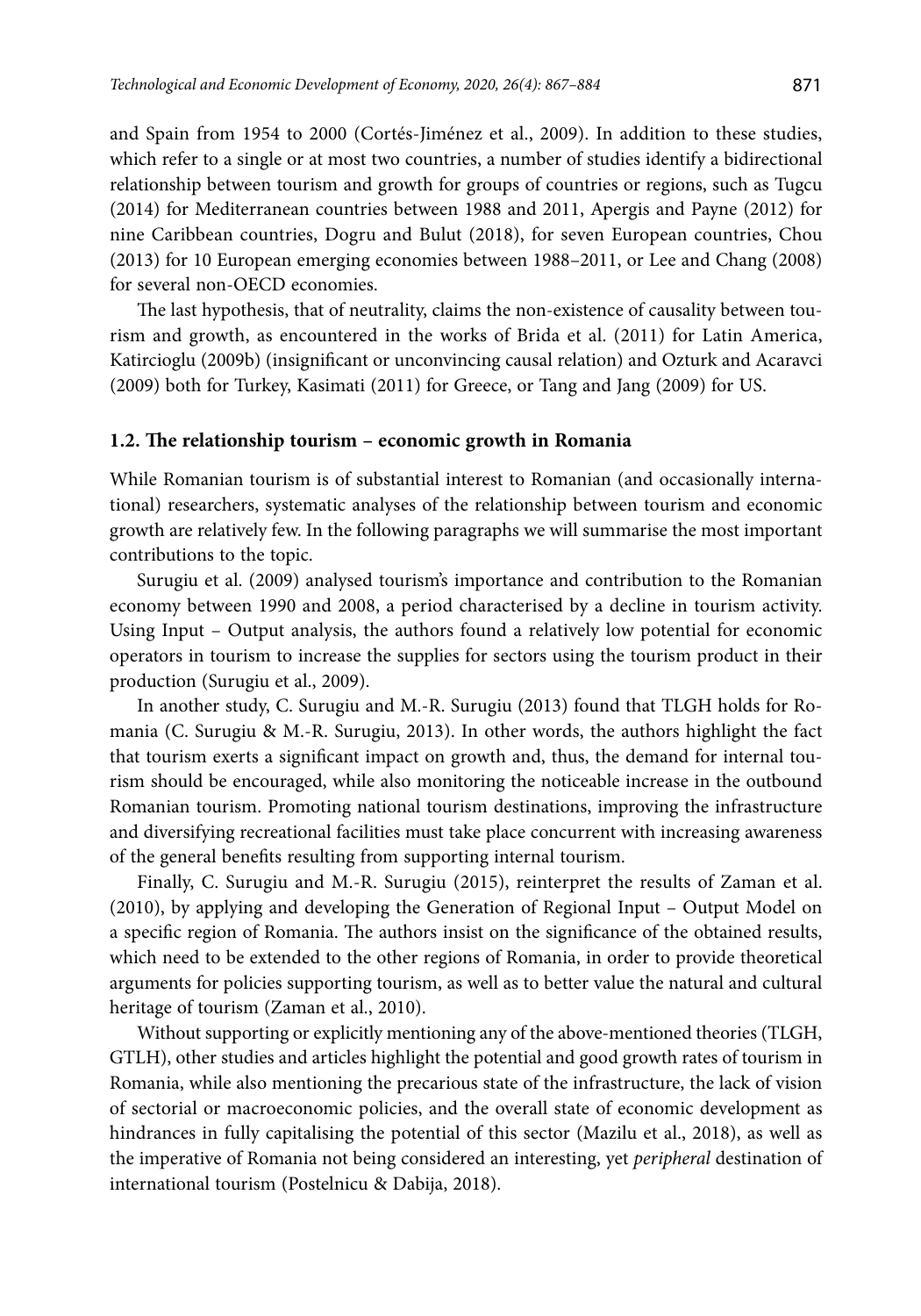and Spain from 1954 to 2000 (Cortés-Jiménez et al., 2009). In addition to these studies, which refer to a single or at most two countries, a number of studies identify a bidirectional relationship between tourism and growth for groups of countries or regions, such as Tugcu (2014) for Mediterranean countries between 1988 and 2011, Apergis and Payne (2012) for nine Caribbean countries, Dogru and Bulut (2018), for seven European countries, Chou (2013) for 10 European emerging economies between 1988–2011, or Lee and Chang (2008) for several non-OECD economies.

The last hypothesis, that of neutrality, claims the non-existence of causality between tourism and growth, as encountered in the works of Brida et al. (2011) for Latin America, Katircioglu (2009b) (insignificant or unconvincing causal relation) and Ozturk and Acaravci (2009) both for Turkey, Kasimati (2011) for Greece, or Tang and Jang (2009) for US.

### 1.2. The relationship tourism – economic growth in Romania

While Romanian tourism is of substantial interest to Romanian (and occasionally international) researchers, systematic analyses of the relationship between tourism and economic growth are relatively few. In the following paragraphs we will summarise the most important contributions to the topic.

Surugiu et al. (2009) analysed tourism's importance and contribution to the Romanian economy between 1990 and 2008, a period characterised by a decline in tourism activity. Using Input – Output analysis, the authors found a relatively low potential for economic operators in tourism to increase the supplies for sectors using the tourism product in their production (Surugiu et al., 2009).

In another study, C. Surugiu and M.-R. Surugiu (2013) found that TLGH holds for Romania (C. Surugiu & M.-R. Surugiu, 2013). In other words, the authors highlight the fact that tourism exerts a significant impact on growth and, thus, the demand for internal tourism should be encouraged, while also monitoring the noticeable increase in the outbound Romanian tourism. Promoting national tourism destinations, improving the infrastructure and diversifying recreational facilities must take place concurrent with increasing awareness of the general benefits resulting from supporting internal tourism.

Finally, C. Surugiu and M.-R. Surugiu (2015), reinterpret the results of Zaman et al. (2010), by applying and developing the Generation of Regional Input – Output Model on a specific region of Romania. The authors insist on the significance of the obtained results, which need to be extended to the other regions of Romania, in order to provide theoretical arguments for policies supporting tourism, as well as to better value the natural and cultural heritage of tourism (Zaman et al., 2010).

Without supporting or explicitly mentioning any of the above-mentioned theories (TLGH, GTLH), other studies and articles highlight the potential and good growth rates of tourism in Romania, while also mentioning the precarious state of the infrastructure, the lack of vision of sectorial or macroeconomic policies, and the overall state of economic development as hindrances in fully capitalising the potential of this sector (Mazilu et al., 2018), as well as the imperative of Romania not being considered an interesting, yet *peripheral* destination of international tourism (Postelnicu & Dabija, 2018).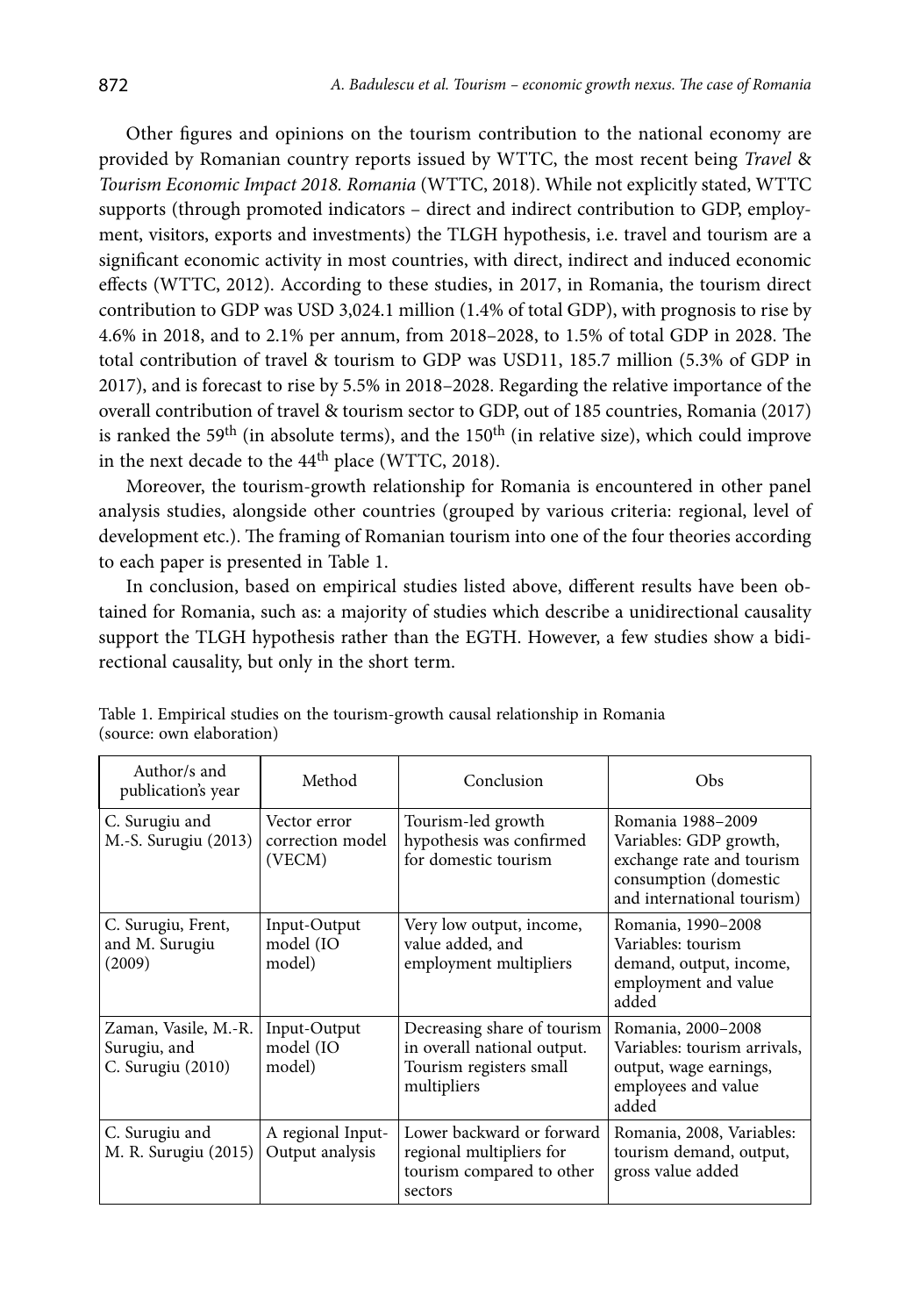Other figures and opinions on the tourism contribution to the national economy are provided by Romanian country reports issued by WTTC, the most recent being *Travel & Tourism Economic Impact 2018. Romania* (WTTC, 2018). While not explicitly stated, WTTC supports (through promoted indicators – direct and indirect contribution to GDP, employment, visitors, exports and investments) the TLGH hypothesis, i.e. travel and tourism are a significant economic activity in most countries, with direct, indirect and induced economic effects (WTTC, 2012). According to these studies, in 2017, in Romania, the tourism direct contribution to GDP was USD 3,024.1 million (1.4% of total GDP), with prognosis to rise by 4.6% in 2018, and to 2.1% per annum, from 2018–2028, to 1.5% of total GDP in 2028. The total contribution of travel & tourism to GDP was USD11, 185.7 million (5.3% of GDP in 2017), and is forecast to rise by 5.5% in 2018–2028. Regarding the relative importance of the overall contribution of travel & tourism sector to GDP, out of 185 countries, Romania (2017) is ranked the 59th (in absolute terms), and the 150th (in relative size), which could improve in the next decade to the 44th place (WTTC, 2018).

Moreover, the tourism-growth relationship for Romania is encountered in other panel analysis studies, alongside other countries (grouped by various criteria: regional, level of development etc.). The framing of Romanian tourism into one of the four theories according to each paper is presented in Table 1.

In conclusion, based on empirical studies listed above, different results have been obtained for Romania, such as: a majority of studies which describe a unidirectional causality support the TLGH hypothesis rather than the EGTH. However, a few studies show a bidirectional causality, but only in the short term.

Table 1. Empirical studies on the tourism-growth causal relationship in Romania (source: own elaboration)

| Author/s and publication's year | Method | Conclusion | Obs |
|---|---|---|---|
| C. Surugiu and M.-S. Surugiu (2013) | Vector error correction model (VECM) | Tourism-led growth hypothesis was confirmed for domestic tourism | Romania 1988–2009 Variables: GDP growth, exchange rate and tourism consumption (domestic and international tourism) |
| C. Surugiu, Frent, and M. Surugiu (2009) | Input-Output model (IO model) | Very low output, income, value added, and employment multipliers | Romania, 1990–2008 Variables: tourism demand, output, income, employment and value added |
| Zaman, Vasile, M.-R. Surugiu, and C. Surugiu (2010) | Input-Output model (IO model) | Decreasing share of tourism in overall national output. Tourism registers small multipliers | Romania, 2000–2008 Variables: tourism arrivals, output, wage earnings, employees and value added |
| C. Surugiu and M. R. Surugiu (2015) | A regional Input-Output analysis | Lower backward or forward regional multipliers for tourism compared to other sectors | Romania, 2008, Variables: tourism demand, output, gross value added |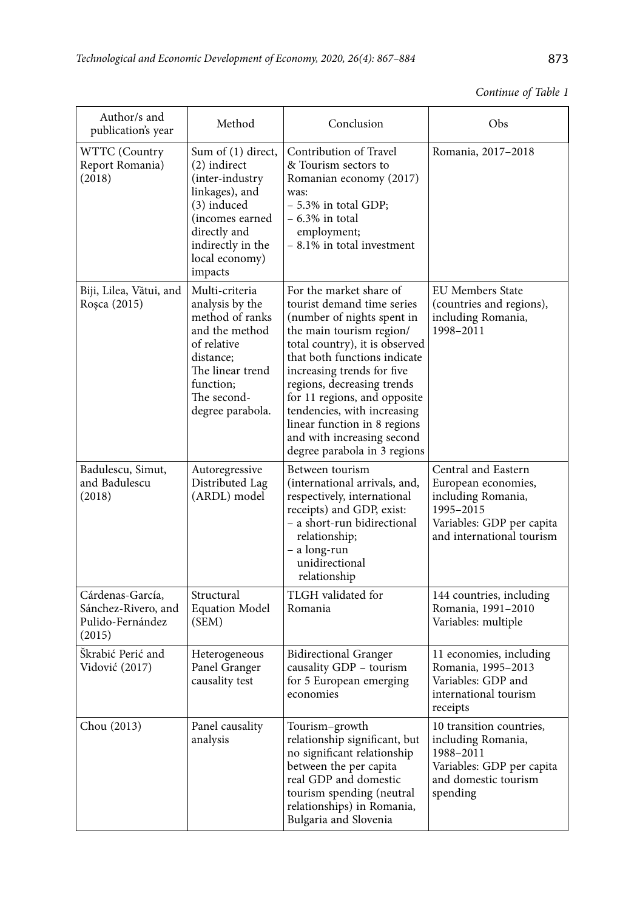*Continue of Table 1*

| Author/s and publication's year | Method | Conclusion | Obs |
|---|---|---|---|
| WTTC (Country Report Romania) (2018) | Sum of (1) direct, (2) indirect (inter-industry linkages), and (3) induced (incomes earned directly and indirectly in the local economy) impacts | Contribution of Travel & Tourism sectors to Romanian economy (2017) was: – 5.3% in total GDP; – 6.3% in total employment; – 8.1% in total investment | Romania, 2017–2018 |
| Biji, Lilea, Vătui, and Roșca (2015) | Multi-criteria analysis by the method of ranks and the method of relative distance; The linear trend function; The second-degree parabola. | For the market share of tourist demand time series (number of nights spent in the main tourism region/ total country), it is observed that both functions indicate increasing trends for five regions, decreasing trends for 11 regions, and opposite tendencies, with increasing linear function in 8 regions and with increasing second degree parabola in 3 regions | EU Members State (countries and regions), including Romania, 1998–2011 |
| Badulescu, Simut, and Badulescu (2018) | Autoregressive Distributed Lag (ARDL) model | Between tourism (international arrivals, and, respectively, international receipts) and GDP, exist: – a short-run bidirectional relationship; – a long-run unidirectional relationship | Central and Eastern European economies, including Romania, 1995–2015 Variables: GDP per capita and international tourism |
| Cárdenas-García, Sánchez-Rivero, and Pulido-Fernández (2015) | Structural Equation Model (SEM) | TLGH validated for Romania | 144 countries, including Romania, 1991–2010 Variables: multiple |
| Škrabić Perić and Vidović (2017) | Heterogeneous Panel Granger causality test | Bidirectional Granger causality GDP – tourism for 5 European emerging economies | 11 economies, including Romania, 1995–2013 Variables: GDP and international tourism receipts |
| Chou (2013) | Panel causality analysis | Tourism–growth relationship significant, but no significant relationship between the per capita real GDP and domestic tourism spending (neutral relationships) in Romania, Bulgaria and Slovenia | 10 transition countries, including Romania, 1988–2011 Variables: GDP per capita and domestic tourism spending |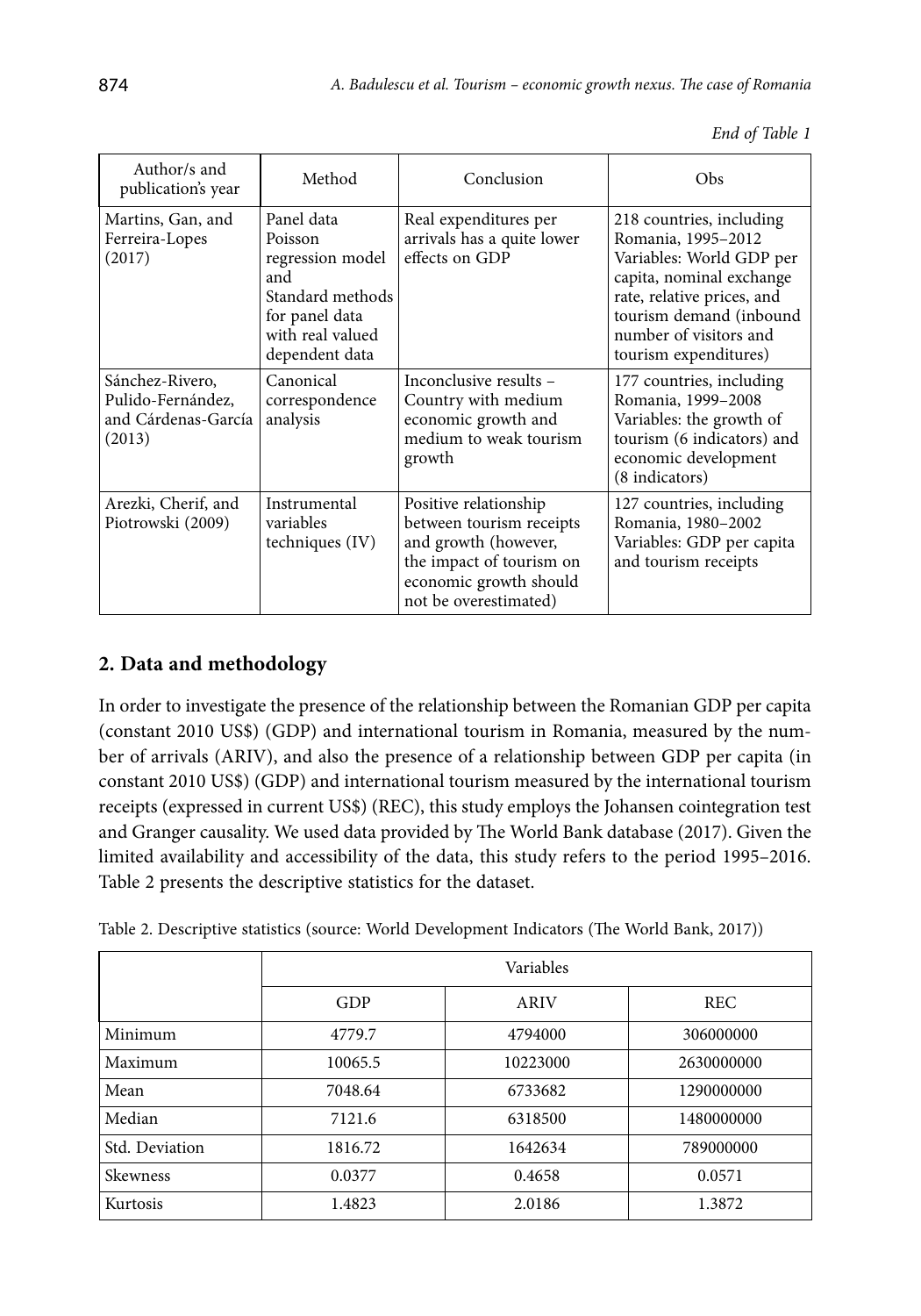*End of Table 1*

| Author/s and publication's year | Method | Conclusion | Obs |
|---|---|---|---|
| Martins, Gan, and Ferreira-Lopes (2017) | Panel data Poisson regression model and Standard methods for panel data with real valued dependent data | Real expenditures per arrivals has a quite lower effects on GDP | 218 countries, including Romania, 1995–2012 Variables: World GDP per capita, nominal exchange rate, relative prices, and tourism demand (inbound number of visitors and tourism expenditures) |
| Sánchez-Rivero, Pulido-Fernández, and Cárdenas-García (2013) | Canonical correspondence analysis | Inconclusive results – Country with medium economic growth and medium to weak tourism growth | 177 countries, including Romania, 1999–2008 Variables: the growth of tourism (6 indicators) and economic development (8 indicators) |
| Arezki, Cherif, and Piotrowski (2009) | Instrumental variables techniques (IV) | Positive relationship between tourism receipts and growth (however, the impact of tourism on economic growth should not be overestimated) | 127 countries, including Romania, 1980–2002 Variables: GDP per capita and tourism receipts |

## 2. Data and methodology

In order to investigate the presence of the relationship between the Romanian GDP per capita (constant 2010 US$) (GDP) and international tourism in Romania, measured by the number of arrivals (ARIV), and also the presence of a relationship between GDP per capita (in constant 2010 US$) (GDP) and international tourism measured by the international tourism receipts (expressed in current US$) (REC), this study employs the Johansen cointegration test and Granger causality. We used data provided by The World Bank database (2017). Given the limited availability and accessibility of the data, this study refers to the period 1995–2016. Table 2 presents the descriptive statistics for the dataset.

Table 2. Descriptive statistics (source: World Development Indicators (The World Bank, 2017))

| | Variables | | |
|---|---|---|---|
| | GDP | ARIV | REC |
| Minimum | 4779.7 | 4794000 | 306000000 |
| Maximum | 10065.5 | 10223000 | 2630000000 |
| Mean | 7048.64 | 6733682 | 1290000000 |
| Median | 7121.6 | 6318500 | 1480000000 |
| Std. Deviation | 1816.72 | 1642634 | 789000000 |
| Skewness | 0.0377 | 0.4658 | 0.0571 |
| Kurtosis | 1.4823 | 2.0186 | 1.3872 |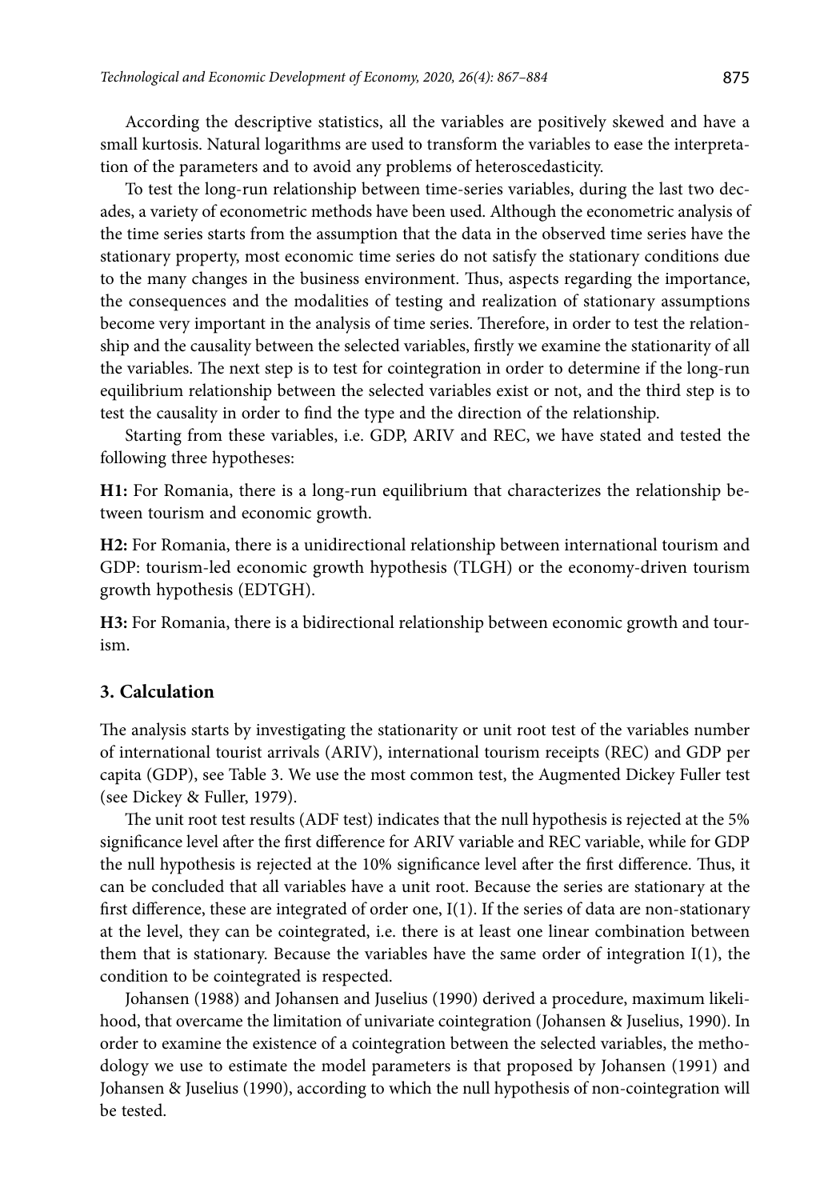According the descriptive statistics, all the variables are positively skewed and have a small kurtosis. Natural logarithms are used to transform the variables to ease the interpretation of the parameters and to avoid any problems of heteroscedasticity.

To test the long-run relationship between time-series variables, during the last two decades, a variety of econometric methods have been used. Although the econometric analysis of the time series starts from the assumption that the data in the observed time series have the stationary property, most economic time series do not satisfy the stationary conditions due to the many changes in the business environment. Thus, aspects regarding the importance, the consequences and the modalities of testing and realization of stationary assumptions become very important in the analysis of time series. Therefore, in order to test the relationship and the causality between the selected variables, firstly we examine the stationarity of all the variables. The next step is to test for cointegration in order to determine if the long-run equilibrium relationship between the selected variables exist or not, and the third step is to test the causality in order to find the type and the direction of the relationship.

Starting from these variables, i.e. GDP, ARIV and REC, we have stated and tested the following three hypotheses:

**H1:** For Romania, there is a long-run equilibrium that characterizes the relationship between tourism and economic growth.

**H2:** For Romania, there is a unidirectional relationship between international tourism and GDP: tourism-led economic growth hypothesis (TLGH) or the economy-driven tourism growth hypothesis (EDTGH).

**H3:** For Romania, there is a bidirectional relationship between economic growth and tourism.

## 3. Calculation

The analysis starts by investigating the stationarity or unit root test of the variables number of international tourist arrivals (ARIV), international tourism receipts (REC) and GDP per capita (GDP), see Table 3. We use the most common test, the Augmented Dickey Fuller test (see Dickey & Fuller, 1979).

The unit root test results (ADF test) indicates that the null hypothesis is rejected at the 5% significance level after the first difference for ARIV variable and REC variable, while for GDP the null hypothesis is rejected at the 10% significance level after the first difference. Thus, it can be concluded that all variables have a unit root. Because the series are stationary at the first difference, these are integrated of order one, I(1). If the series of data are non-stationary at the level, they can be cointegrated, i.e. there is at least one linear combination between them that is stationary. Because the variables have the same order of integration I(1), the condition to be cointegrated is respected.

Johansen (1988) and Johansen and Juselius (1990) derived a procedure, maximum likelihood, that overcame the limitation of univariate cointegration (Johansen & Juselius, 1990). In order to examine the existence of a cointegration between the selected variables, the methodology we use to estimate the model parameters is that proposed by Johansen (1991) and Johansen & Juselius (1990), according to which the null hypothesis of non-cointegration will be tested.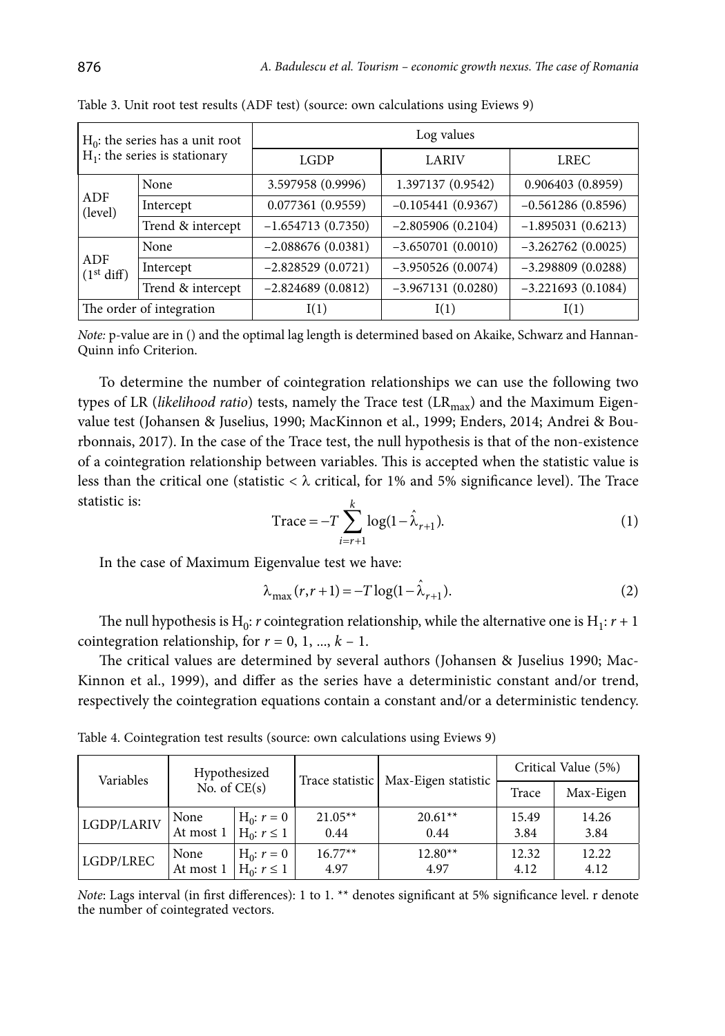Table 3. Unit root test results (ADF test) (source: own calculations using Eviews 9)

| $H_0$: the series has a unit root<br>$H_1$: the series is stationary | | Log values | | |
|---|---|---|---|---|
| | | LGDP | LARIV | LREC |
| ADF (level) | None | 3.597958 (0.9996) | 1.397137 (0.9542) | 0.906403 (0.8959) |
| | Intercept | 0.077361 (0.9559) | −0.105441 (0.9367) | −0.561286 (0.8596) |
| | Trend & intercept | −1.654713 (0.7350) | −2.805906 (0.2104) | −1.895031 (0.6213) |
| ADF (1st diff) | None | −2.088676 (0.0381) | −3.650701 (0.0010) | −3.262762 (0.0025) |
| | Intercept | −2.828529 (0.0721) | −3.950526 (0.0074) | −3.298809 (0.0288) |
| | Trend & intercept | −2.824689 (0.0812) | −3.967131 (0.0280) | −3.221693 (0.1084) |
| The order of integration | | I(1) | I(1) | I(1) |

*Note:* p-value are in () and the optimal lag length is determined based on Akaike, Schwarz and Hannan-Quinn info Criterion.

To determine the number of cointegration relationships we can use the following two types of LR (*likelihood ratio*) tests, namely the Trace test ($LR_{max}$) and the Maximum Eigenvalue test (Johansen & Juselius, 1990; MacKinnon et al., 1999; Enders, 2014; Andrei & Bourbonnais, 2017). In the case of the Trace test, the null hypothesis is that of the non-existence of a cointegration relationship between variables. This is accepted when the statistic value is less than the critical one (statistic < $\lambda$ critical, for 1% and 5% significance level). The Trace statistic is:

$$\text{Trace} = -T \sum_{i=r+1}^{k} \log(1 - \hat{\lambda}_{r+1}). \tag{1}$$

In the case of Maximum Eigenvalue test we have:

$$\lambda_{\max}(r, r+1) = -T \log(1 - \hat{\lambda}_{r+1}). \tag{2}$$

The null hypothesis is $H_0$: $r$ cointegration relationship, while the alternative one is $H_1$: $r+1$ cointegration relationship, for $r = 0, 1, ..., k-1$.

The critical values are determined by several authors (Johansen & Juselius 1990; MacKinnon et al., 1999), and differ as the series have a deterministic constant and/or trend, respectively the cointegration equations contain a constant and/or a deterministic tendency.

Table 4. Cointegration test results (source: own calculations using Eviews 9)

| Variables | Hypothesized No. of CE(s) | | Trace statistic | Max-Eigen statistic | Critical Value (5%) | |
|---|---|---|---|---|---|---|
| | | | | | Trace | Max-Eigen |
| LGDP/LARIV | None | $H_0$: $r = 0$ | 21.05** | 20.61** | 15.49 | 14.26 |
| | At most 1 | $H_0$: $r \leq 1$ | 0.44 | 0.44 | 3.84 | 3.84 |
| LGDP/LREC | None | $H_0$: $r = 0$ | 16.77** | 12.80** | 12.32 | 12.22 |
| | At most 1 | $H_0$: $r \leq 1$ | 4.97 | 4.97 | 4.12 | 4.12 |

*Note*: Lags interval (in first differences): 1 to 1. ** denotes significant at 5% significance level. r denote the number of cointegrated vectors.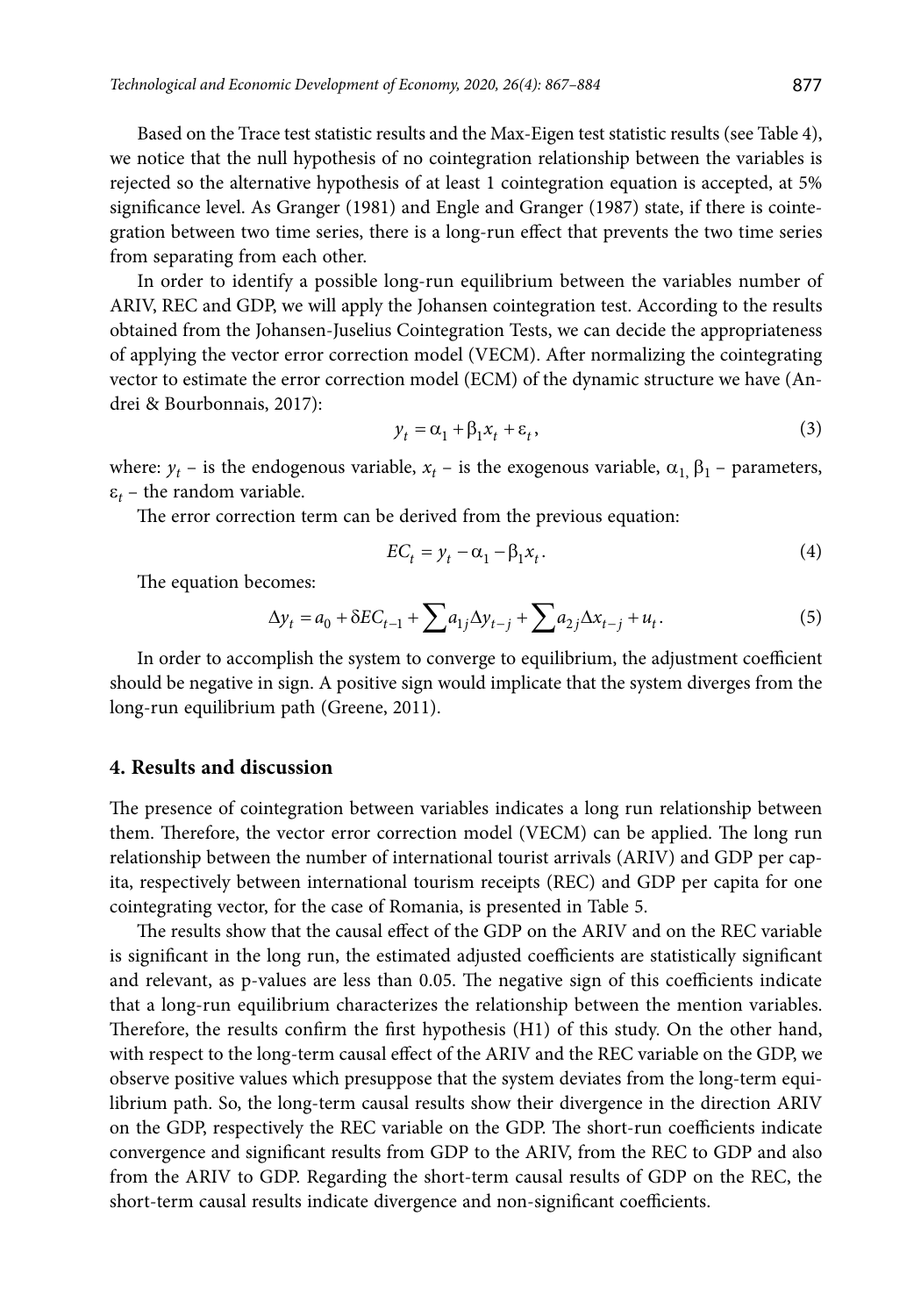Based on the Trace test statistic results and the Max-Eigen test statistic results (see Table 4), we notice that the null hypothesis of no cointegration relationship between the variables is rejected so the alternative hypothesis of at least 1 cointegration equation is accepted, at 5% significance level. As Granger (1981) and Engle and Granger (1987) state, if there is cointegration between two time series, there is a long-run effect that prevents the two time series from separating from each other.

In order to identify a possible long-run equilibrium between the variables number of ARIV, REC and GDP, we will apply the Johansen cointegration test. According to the results obtained from the Johansen-Juselius Cointegration Tests, we can decide the appropriateness of applying the vector error correction model (VECM). After normalizing the cointegrating vector to estimate the error correction model (ECM) of the dynamic structure we have (Andrei & Bourbonnais, 2017):

$$y_t = \alpha_1 + \beta_1 x_t + \varepsilon_t, \tag{3}$$

where: $y_t$ – is the endogenous variable, $x_t$ – is the exogenous variable, $\alpha_1$, $\beta_1$ – parameters, $\varepsilon_t$ – the random variable.

The error correction term can be derived from the previous equation:

$$EC_t = y_t - \alpha_1 - \beta_1 x_t. \tag{4}$$

The equation becomes:

$$\Delta y_t = a_0 + \delta EC_{t-1} + \sum a_{1j} \Delta y_{t-j} + \sum a_{2j} \Delta x_{t-j} + u_t. \tag{5}$$

In order to accomplish the system to converge to equilibrium, the adjustment coefficient should be negative in sign. A positive sign would implicate that the system diverges from the long-run equilibrium path (Greene, 2011).

## 4. Results and discussion

The presence of cointegration between variables indicates a long run relationship between them. Therefore, the vector error correction model (VECM) can be applied. The long run relationship between the number of international tourist arrivals (ARIV) and GDP per capita, respectively between international tourism receipts (REC) and GDP per capita for one cointegrating vector, for the case of Romania, is presented in Table 5.

The results show that the causal effect of the GDP on the ARIV and on the REC variable is significant in the long run, the estimated adjusted coefficients are statistically significant and relevant, as p-values are less than 0.05. The negative sign of this coefficients indicate that a long-run equilibrium characterizes the relationship between the mention variables. Therefore, the results confirm the first hypothesis (H1) of this study. On the other hand, with respect to the long-term causal effect of the ARIV and the REC variable on the GDP, we observe positive values which presuppose that the system deviates from the long-term equilibrium path. So, the long-term causal results show their divergence in the direction ARIV on the GDP, respectively the REC variable on the GDP. The short-run coefficients indicate convergence and significant results from GDP to the ARIV, from the REC to GDP and also from the ARIV to GDP. Regarding the short-term causal results of GDP on the REC, the short-term causal results indicate divergence and non-significant coefficients.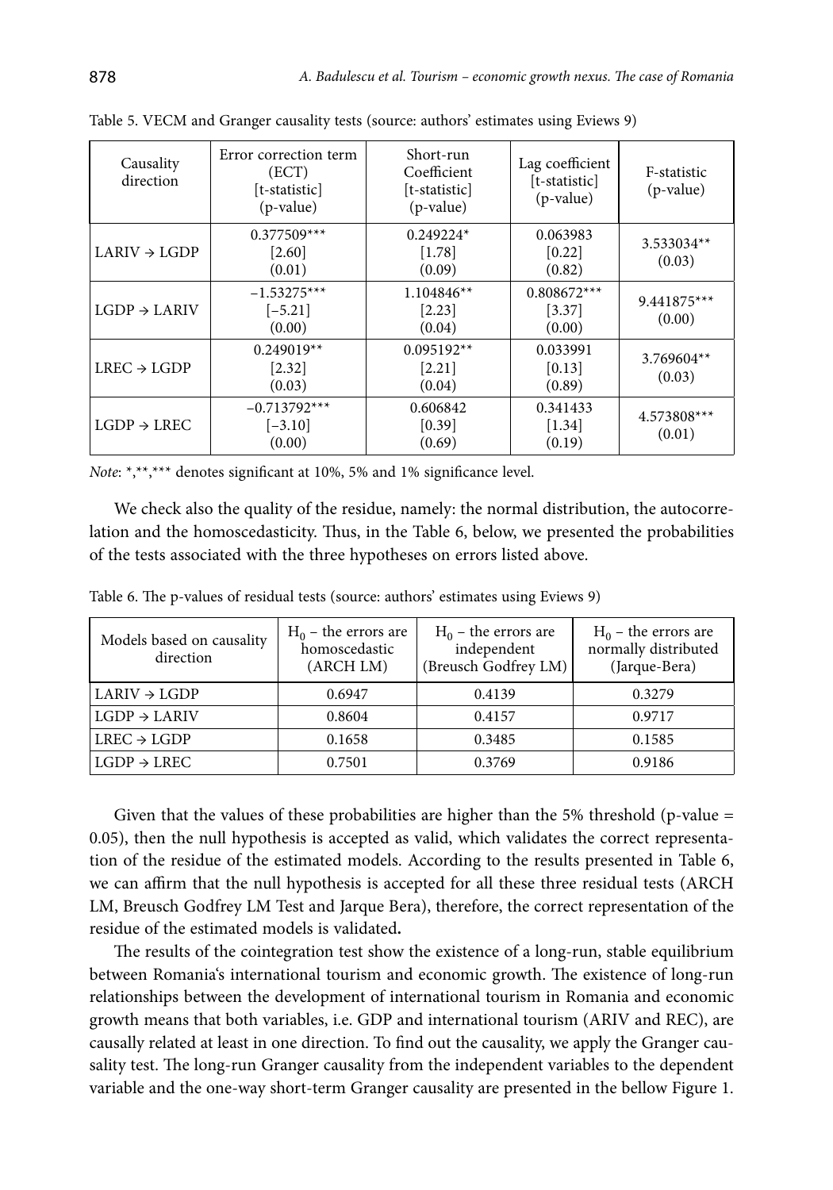Table 5. VECM and Granger causality tests (source: authors' estimates using Eviews 9)

| Causality direction | Error correction term (ECT) [t-statistic] (p-value) | Short-run Coefficient [t-statistic] (p-value) | Lag coefficient [t-statistic] (p-value) | F-statistic (p-value) |
|---|---|---|---|---|
| LARIV → LGDP | 0.377509*** [2.60] (0.01) | 0.249224* [1.78] (0.09) | 0.063983 [0.22] (0.82) | 3.533034** (0.03) |
| LGDP → LARIV | −1.53275*** [−5.21] (0.00) | 1.104846** [2.23] (0.04) | 0.808672*** [3.37] (0.00) | 9.441875*** (0.00) |
| LREC → LGDP | 0.249019** [2.32] (0.03) | 0.095192** [2.21] (0.04) | 0.033991 [0.13] (0.89) | 3.769604** (0.03) |
| LGDP → LREC | −0.713792*** [−3.10] (0.00) | 0.606842 [0.39] (0.69) | 0.341433 [1.34] (0.19) | 4.573808*** (0.01) |

*Note*: *,**,*** denotes significant at 10%, 5% and 1% significance level.

We check also the quality of the residue, namely: the normal distribution, the autocorrelation and the homoscedasticity. Thus, in the Table 6, below, we presented the probabilities of the tests associated with the three hypotheses on errors listed above.

Table 6. The p-values of residual tests (source: authors' estimates using Eviews 9)

| Models based on causality direction | $H_0$ – the errors are homoscedastic (ARCH LM) | $H_0$ – the errors are independent (Breusch Godfrey LM) | $H_0$ – the errors are normally distributed (Jarque-Bera) |
|---|---|---|---|
| LARIV → LGDP | 0.6947 | 0.4139 | 0.3279 |
| LGDP → LARIV | 0.8604 | 0.4157 | 0.9717 |
| LREC → LGDP | 0.1658 | 0.3485 | 0.1585 |
| LGDP → LREC | 0.7501 | 0.3769 | 0.9186 |

Given that the values of these probabilities are higher than the 5% threshold (p-value = 0.05), then the null hypothesis is accepted as valid, which validates the correct representation of the residue of the estimated models. According to the results presented in Table 6, we can affirm that the null hypothesis is accepted for all these three residual tests (ARCH LM, Breusch Godfrey LM Test and Jarque Bera), therefore, the correct representation of the residue of the estimated models is validated**.**

The results of the cointegration test show the existence of a long-run, stable equilibrium between Romania's international tourism and economic growth. The existence of long-run relationships between the development of international tourism in Romania and economic growth means that both variables, i.e. GDP and international tourism (ARIV and REC), are causally related at least in one direction. To find out the causality, we apply the Granger causality test. The long-run Granger causality from the independent variables to the dependent variable and the one-way short-term Granger causality are presented in the bellow Figure 1.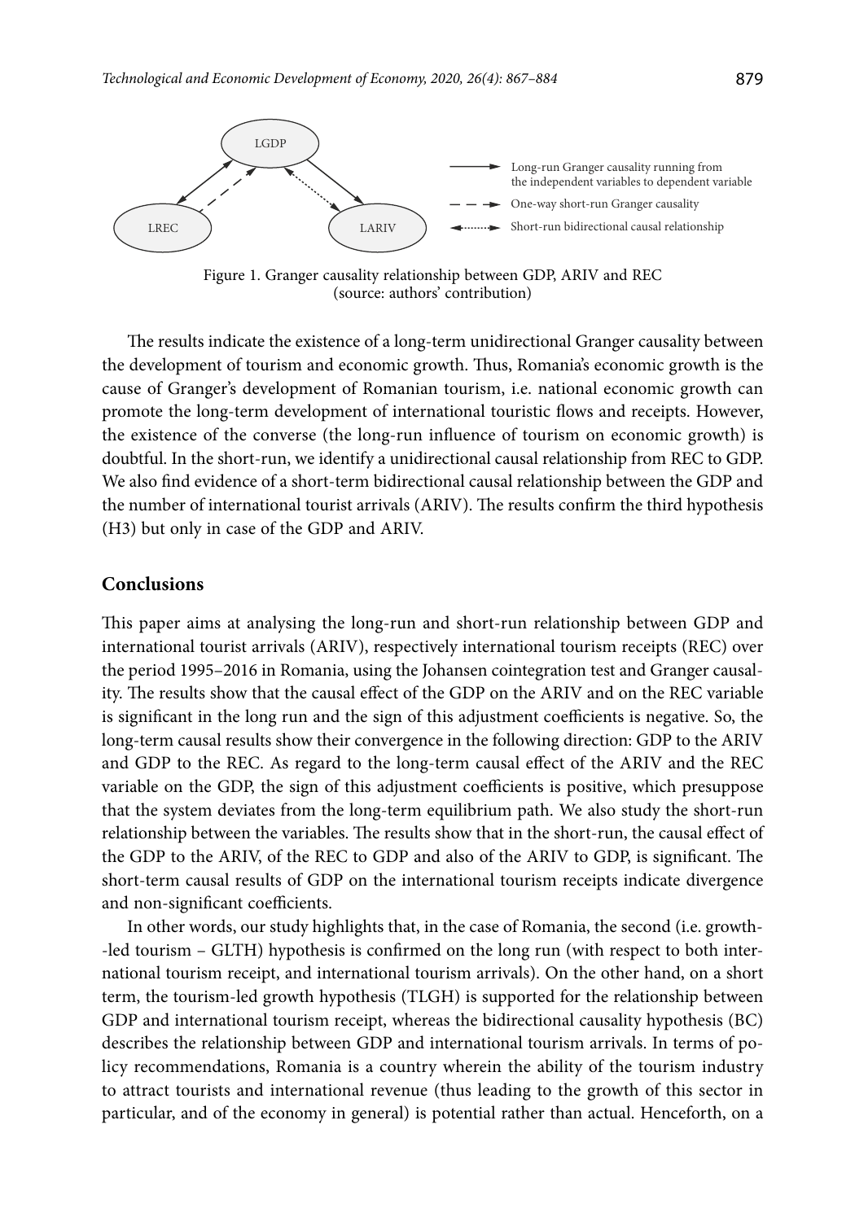Figure 1. Granger causality relationship between GDP, ARIV and REC (source: authors' contribution)

The results indicate the existence of a long-term unidirectional Granger causality between the development of tourism and economic growth. Thus, Romania's economic growth is the cause of Granger's development of Romanian tourism, i.e. national economic growth can promote the long-term development of international touristic flows and receipts. However, the existence of the converse (the long-run influence of tourism on economic growth) is doubtful. In the short-run, we identify a unidirectional causal relationship from REC to GDP. We also find evidence of a short-term bidirectional causal relationship between the GDP and the number of international tourist arrivals (ARIV). The results confirm the third hypothesis (H3) but only in case of the GDP and ARIV.

## Conclusions

This paper aims at analysing the long-run and short-run relationship between GDP and international tourist arrivals (ARIV), respectively international tourism receipts (REC) over the period 1995–2016 in Romania, using the Johansen cointegration test and Granger causality. The results show that the causal effect of the GDP on the ARIV and on the REC variable is significant in the long run and the sign of this adjustment coefficients is negative. So, the long-term causal results show their convergence in the following direction: GDP to the ARIV and GDP to the REC. As regard to the long-term causal effect of the ARIV and the REC variable on the GDP, the sign of this adjustment coefficients is positive, which presuppose that the system deviates from the long-term equilibrium path. We also study the short-run relationship between the variables. The results show that in the short-run, the causal effect of the GDP to the ARIV, of the REC to GDP and also of the ARIV to GDP, is significant. The short-term causal results of GDP on the international tourism receipts indicate divergence and non-significant coefficients.

In other words, our study highlights that, in the case of Romania, the second (i.e. growth-led tourism – GLTH) hypothesis is confirmed on the long run (with respect to both international tourism receipt, and international tourism arrivals). On the other hand, on a short term, the tourism-led growth hypothesis (TLGH) is supported for the relationship between GDP and international tourism receipt, whereas the bidirectional causality hypothesis (BC) describes the relationship between GDP and international tourism arrivals. In terms of policy recommendations, Romania is a country wherein the ability of the tourism industry to attract tourists and international revenue (thus leading to the growth of this sector in particular, and of the economy in general) is potential rather than actual. Henceforth, on a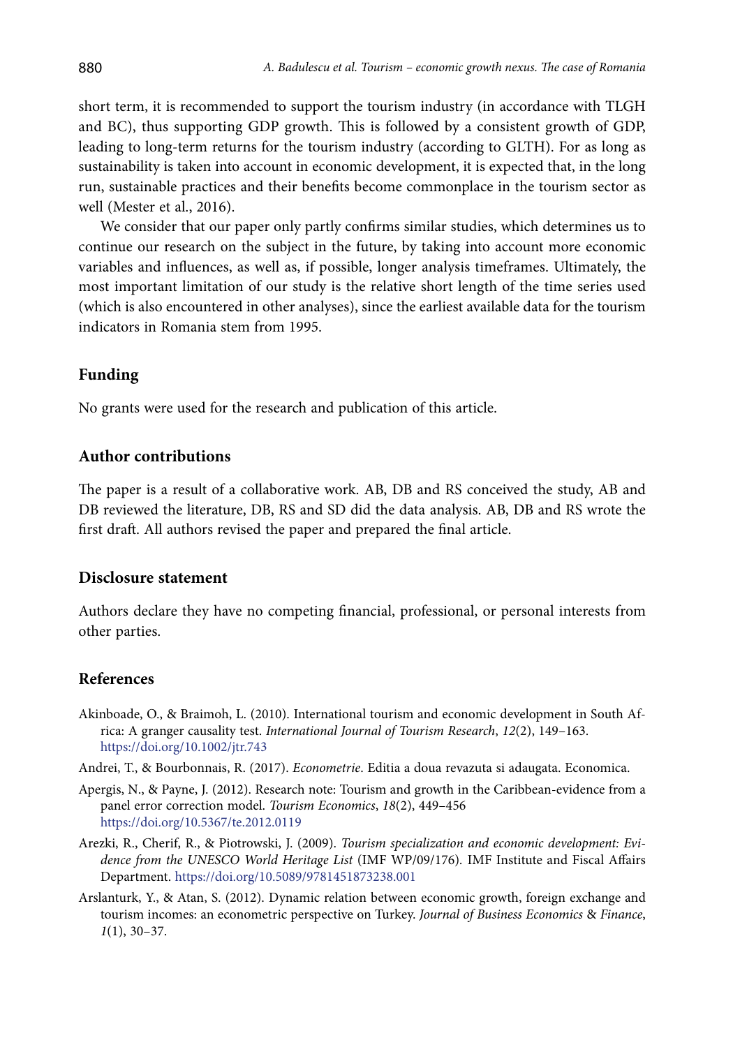short term, it is recommended to support the tourism industry (in accordance with TLGH and BC), thus supporting GDP growth. This is followed by a consistent growth of GDP, leading to long-term returns for the tourism industry (according to GLTH). For as long as sustainability is taken into account in economic development, it is expected that, in the long run, sustainable practices and their benefits become commonplace in the tourism sector as well (Mester et al., 2016).

We consider that our paper only partly confirms similar studies, which determines us to continue our research on the subject in the future, by taking into account more economic variables and influences, as well as, if possible, longer analysis timeframes. Ultimately, the most important limitation of our study is the relative short length of the time series used (which is also encountered in other analyses), since the earliest available data for the tourism indicators in Romania stem from 1995.

## Funding

No grants were used for the research and publication of this article.

## Author contributions

The paper is a result of a collaborative work. AB, DB and RS conceived the study, AB and DB reviewed the literature, DB, RS and SD did the data analysis. AB, DB and RS wrote the first draft. All authors revised the paper and prepared the final article.

## Disclosure statement

Authors declare they have no competing financial, professional, or personal interests from other parties.

## References

Akinboade, O., & Braimoh, L. (2010). International tourism and economic development in South Africa: A granger causality test. *International Journal of Tourism Research*, *12*(2), 149–163. https://doi.org/10.1002/jtr.743

Andrei, T., & Bourbonnais, R. (2017). *Econometrie*. Editia a doua revazuta si adaugata. Economica.

Apergis, N., & Payne, J. (2012). Research note: Tourism and growth in the Caribbean-evidence from a panel error correction model. *Tourism Economics*, *18*(2), 449–456 https://doi.org/10.5367/te.2012.0119

Arezki, R., Cherif, R., & Piotrowski, J. (2009). *Tourism specialization and economic development: Evidence from the UNESCO World Heritage List* (IMF WP/09/176). IMF Institute and Fiscal Affairs Department. https://doi.org/10.5089/9781451873238.001

Arslanturk, Y., & Atan, S. (2012). Dynamic relation between economic growth, foreign exchange and tourism incomes: an econometric perspective on Turkey. *Journal of Business Economics* & *Finance*, *1*(1), 30–37.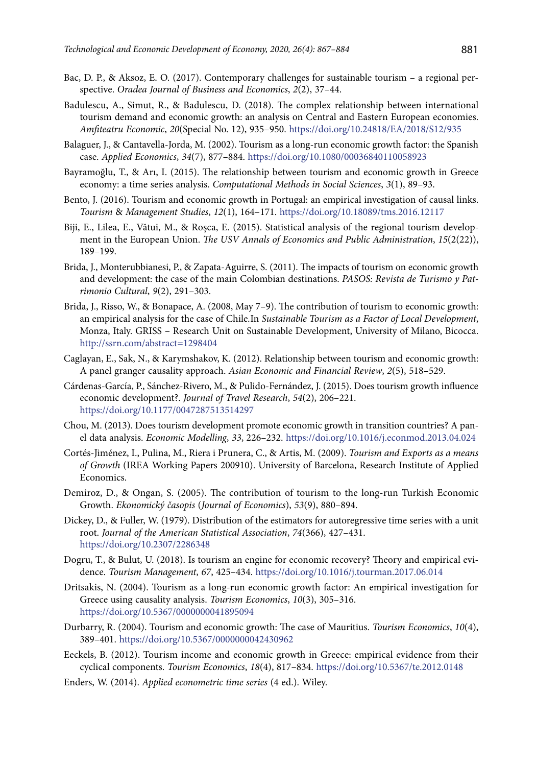Bac, D. P., & Aksoz, E. O. (2017). Contemporary challenges for sustainable tourism – a regional perspective. *Oradea Journal of Business and Economics*, *2*(2), 37–44.

Badulescu, A., Simut, R., & Badulescu, D. (2018). The complex relationship between international tourism demand and economic growth: an analysis on Central and Eastern European economies. *Amfiteatru Economic*, *20*(Special No. 12), 935–950. https://doi.org/10.24818/EA/2018/S12/935

Balaguer, J., & Cantavella-Jorda, M. (2002). Tourism as a long-run economic growth factor: the Spanish case. *Applied Economics*, *34*(7), 877–884. https://doi.org/10.1080/00036840110058923

Bayramoğlu, T., & Arı, I. (2015). The relationship between tourism and economic growth in Greece economy: a time series analysis. *Computational Methods in Social Sciences*, *3*(1), 89–93.

Bento, J. (2016). Tourism and economic growth in Portugal: an empirical investigation of causal links. *Tourism & Management Studies*, *12*(1), 164–171. https://doi.org/10.18089/tms.2016.12117

Biji, E., Lilea, E., Vătui, M., & Roșca, E. (2015). Statistical analysis of the regional tourism development in the European Union. *The USV Annals of Economics and Public Administration*, *15*(2(22)), 189–199.

Brida, J., Monterubbianesi, P., & Zapata-Aguirre, S. (2011). The impacts of tourism on economic growth and development: the case of the main Colombian destinations. *PASOS: Revista de Turismo y Patrimonio Cultural*, *9*(2), 291–303.

Brida, J., Risso, W., & Bonapace, A. (2008, May 7–9). The contribution of tourism to economic growth: an empirical analysis for the case of Chile.In *Sustainable Tourism as a Factor of Local Development*, Monza, Italy. GRISS – Research Unit on Sustainable Development, University of Milano, Bicocca. http://ssrn.com/abstract=1298404

Caglayan, E., Sak, N., & Karymshakov, K. (2012). Relationship between tourism and economic growth: A panel granger causality approach. *Asian Economic and Financial Review*, *2*(5), 518–529.

Cárdenas-García, P., Sánchez-Rivero, M., & Pulido-Fernández, J. (2015). Does tourism growth influence economic development?. *Journal of Travel Research*, *54*(2), 206–221. https://doi.org/10.1177/0047287513514297

Chou, M. (2013). Does tourism development promote economic growth in transition countries? A panel data analysis. *Economic Modelling*, *33*, 226–232. https://doi.org/10.1016/j.econmod.2013.04.024

Cortés-Jiménez, I., Pulina, M., Riera i Prunera, C., & Artis, M. (2009). *Tourism and Exports as a means of Growth* (IREA Working Papers 200910). University of Barcelona, Research Institute of Applied Economics.

Demiroz, D., & Ongan, S. (2005). The contribution of tourism to the long-run Turkish Economic Growth. *Ekonomický časopis* (*Journal of Economics*), *53*(9), 880–894.

Dickey, D., & Fuller, W. (1979). Distribution of the estimators for autoregressive time series with a unit root. *Journal of the American Statistical Association*, *74*(366), 427–431. https://doi.org/10.2307/2286348

Dogru, T., & Bulut, U. (2018). Is tourism an engine for economic recovery? Theory and empirical evidence. *Tourism Management*, *67*, 425–434. https://doi.org/10.1016/j.tourman.2017.06.014

Dritsakis, N. (2004). Tourism as a long-run economic growth factor: An empirical investigation for Greece using causality analysis. *Tourism Economics*, *10*(3), 305–316. https://doi.org/10.5367/0000000041895094

Durbarry, R. (2004). Tourism and economic growth: The case of Mauritius. *Tourism Economics*, *10*(4), 389–401. https://doi.org/10.5367/0000000042430962

Eeckels, B. (2012). Tourism income and economic growth in Greece: empirical evidence from their cyclical components. *Tourism Economics*, *18*(4), 817–834. https://doi.org/10.5367/te.2012.0148

Enders, W. (2014). *Applied econometric time series* (4 ed.). Wiley.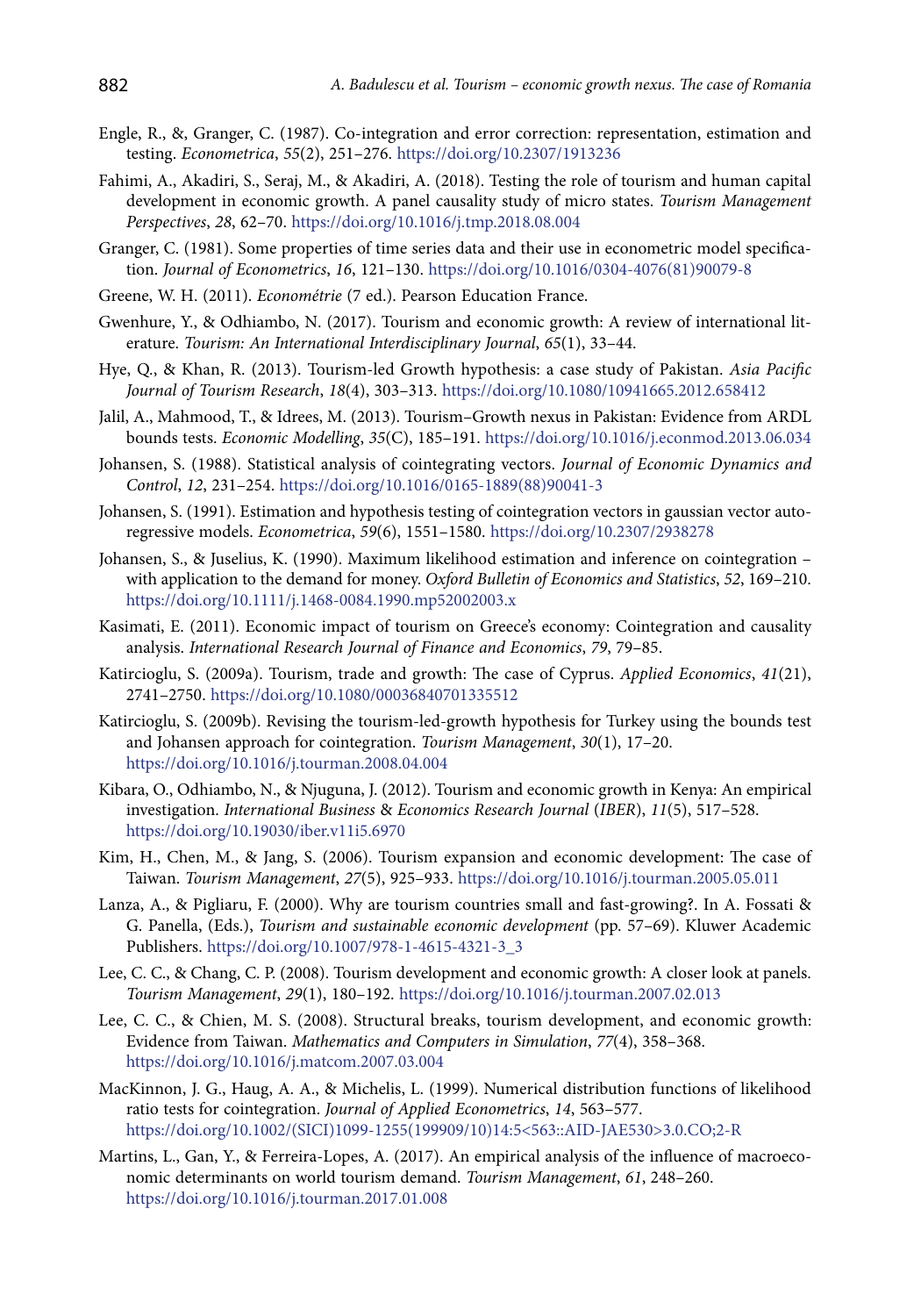Engle, R., &, Granger, C. (1987). Co-integration and error correction: representation, estimation and testing. *Econometrica*, *55*(2), 251–276. https://doi.org/10.2307/1913236

Fahimi, A., Akadiri, S., Seraj, M., & Akadiri, A. (2018). Testing the role of tourism and human capital development in economic growth. A panel causality study of micro states. *Tourism Management Perspectives*, *28*, 62–70. https://doi.org/10.1016/j.tmp.2018.08.004

Granger, C. (1981). Some properties of time series data and their use in econometric model specification. *Journal of Econometrics*, *16*, 121–130. https://doi.org/10.1016/0304-4076(81)90079-8

Greene, W. H. (2011). *Econométrie* (7 ed.). Pearson Education France.

Gwenhure, Y., & Odhiambo, N. (2017). Tourism and economic growth: A review of international literature. *Tourism: An International Interdisciplinary Journal*, *65*(1), 33–44.

Hye, Q., & Khan, R. (2013). Tourism-led Growth hypothesis: a case study of Pakistan. *Asia Pacific Journal of Tourism Research*, *18*(4), 303–313. https://doi.org/10.1080/10941665.2012.658412

Jalil, A., Mahmood, T., & Idrees, M. (2013). Tourism–Growth nexus in Pakistan: Evidence from ARDL bounds tests. *Economic Modelling*, *35*(C), 185–191. https://doi.org/10.1016/j.econmod.2013.06.034

Johansen, S. (1988). Statistical analysis of cointegrating vectors. *Journal of Economic Dynamics and Control*, *12*, 231–254. https://doi.org/10.1016/0165-1889(88)90041-3

Johansen, S. (1991). Estimation and hypothesis testing of cointegration vectors in gaussian vector autoregressive models. *Econometrica*, *59*(6), 1551–1580. https://doi.org/10.2307/2938278

Johansen, S., & Juselius, K. (1990). Maximum likelihood estimation and inference on cointegration – with application to the demand for money. *Oxford Bulletin of Economics and Statistics*, *52*, 169–210. https://doi.org/10.1111/j.1468-0084.1990.mp52002003.x

Kasimati, E. (2011). Economic impact of tourism on Greece's economy: Cointegration and causality analysis. *International Research Journal of Finance and Economics*, *79*, 79–85.

Katircioglu, S. (2009a). Tourism, trade and growth: The case of Cyprus. *Applied Economics*, *41*(21), 2741–2750. https://doi.org/10.1080/00036840701335512

Katircioglu, S. (2009b). Revising the tourism-led-growth hypothesis for Turkey using the bounds test and Johansen approach for cointegration. *Tourism Management*, *30*(1), 17–20. https://doi.org/10.1016/j.tourman.2008.04.004

Kibara, O., Odhiambo, N., & Njuguna, J. (2012). Tourism and economic growth in Kenya: An empirical investigation. *International Business* & *Economics Research Journal* (*IBER*), *11*(5), 517–528. https://doi.org/10.19030/iber.v11i5.6970

Kim, H., Chen, M., & Jang, S. (2006). Tourism expansion and economic development: The case of Taiwan. *Tourism Management*, *27*(5), 925–933. https://doi.org/10.1016/j.tourman.2005.05.011

Lanza, A., & Pigliaru, F. (2000). Why are tourism countries small and fast-growing?. In A. Fossati & G. Panella, (Eds.), *Tourism and sustainable economic development* (pp. 57–69). Kluwer Academic Publishers. https://doi.org/10.1007/978-1-4615-4321-3_3

Lee, C. C., & Chang, C. P. (2008). Tourism development and economic growth: A closer look at panels. *Tourism Management*, *29*(1), 180–192. https://doi.org/10.1016/j.tourman.2007.02.013

Lee, C. C., & Chien, M. S. (2008). Structural breaks, tourism development, and economic growth: Evidence from Taiwan. *Mathematics and Computers in Simulation*, *77*(4), 358–368. https://doi.org/10.1016/j.matcom.2007.03.004

MacKinnon, J. G., Haug, A. A., & Michelis, L. (1999). Numerical distribution functions of likelihood ratio tests for cointegration. *Journal of Applied Econometrics*, *14*, 563–577. https://doi.org/10.1002/(SICI)1099-1255(199909/10)14:5<563::AID-JAE530>3.0.CO;2-R

Martins, L., Gan, Y., & Ferreira-Lopes, A. (2017). An empirical analysis of the influence of macroeconomic determinants on world tourism demand. *Tourism Management*, *61*, 248–260. https://doi.org/10.1016/j.tourman.2017.01.008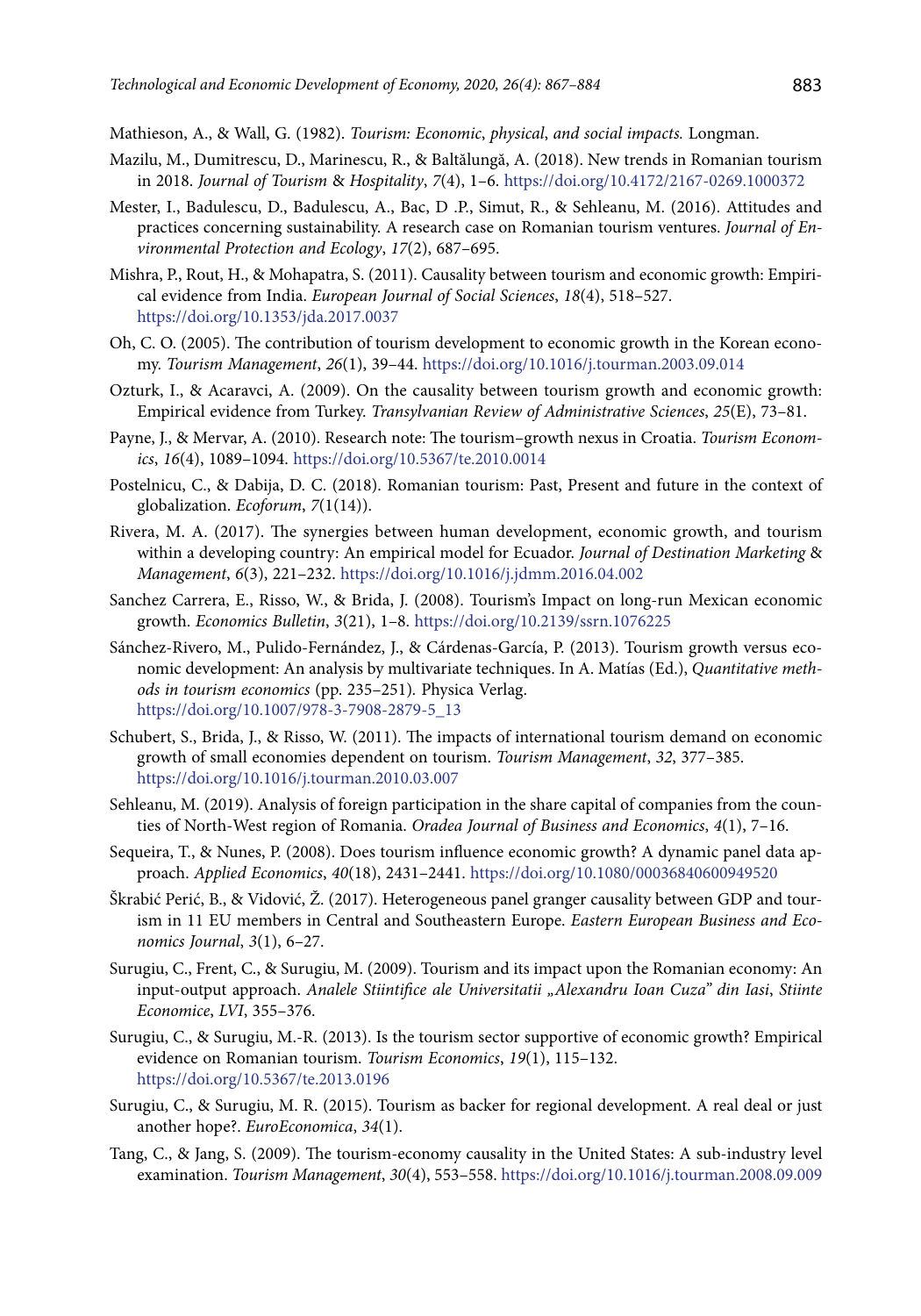Mathieson, A., & Wall, G. (1982). *Tourism: Economic, physical, and social impacts.* Longman.

Mazilu, M., Dumitrescu, D., Marinescu, R., & Baltălungă, A. (2018). New trends in Romanian tourism in 2018. *Journal of Tourism & Hospitality*, *7*(4), 1–6. https://doi.org/10.4172/2167-0269.1000372

Mester, I., Badulescu, D., Badulescu, A., Bac, D .P., Simut, R., & Sehleanu, M. (2016). Attitudes and practices concerning sustainability. A research case on Romanian tourism ventures. *Journal of Environmental Protection and Ecology*, *17*(2), 687–695.

Mishra, P., Rout, H., & Mohapatra, S. (2011). Causality between tourism and economic growth: Empirical evidence from India. *European Journal of Social Sciences*, *18*(4), 518–527. https://doi.org/10.1353/jda.2017.0037

Oh, C. O. (2005). The contribution of tourism development to economic growth in the Korean economy. *Tourism Management*, *26*(1), 39–44. https://doi.org/10.1016/j.tourman.2003.09.014

Ozturk, I., & Acaravci, A. (2009). On the causality between tourism growth and economic growth: Empirical evidence from Turkey. *Transylvanian Review of Administrative Sciences*, *25*(E), 73–81.

Payne, J., & Mervar, A. (2010). Research note: The tourism–growth nexus in Croatia. *Tourism Economics*, *16*(4), 1089–1094. https://doi.org/10.5367/te.2010.0014

Postelnicu, C., & Dabija, D. C. (2018). Romanian tourism: Past, Present and future in the context of globalization. *Ecoforum*, *7*(1(14)).

Rivera, M. A. (2017). The synergies between human development, economic growth, and tourism within a developing country: An empirical model for Ecuador. *Journal of Destination Marketing & Management*, *6*(3), 221–232. https://doi.org/10.1016/j.jdmm.2016.04.002

Sanchez Carrera, E., Risso, W., & Brida, J. (2008). Tourism's Impact on long-run Mexican economic growth. *Economics Bulletin*, *3*(21), 1–8. https://doi.org/10.2139/ssrn.1076225

Sánchez-Rivero, M., Pulido-Fernández, J., & Cárdenas-García, P. (2013). Tourism growth versus economic development: An analysis by multivariate techniques. In A. Matías (Ed.), *Quantitative methods in tourism economics* (pp. 235–251). Physica Verlag. https://doi.org/10.1007/978-3-7908-2879-5_13

Schubert, S., Brida, J., & Risso, W. (2011). The impacts of international tourism demand on economic growth of small economies dependent on tourism. *Tourism Management*, *32*, 377–385. https://doi.org/10.1016/j.tourman.2010.03.007

Sehleanu, M. (2019). Analysis of foreign participation in the share capital of companies from the counties of North-West region of Romania. *Oradea Journal of Business and Economics*, *4*(1), 7–16.

Sequeira, T., & Nunes, P. (2008). Does tourism influence economic growth? A dynamic panel data approach. *Applied Economics*, *40*(18), 2431–2441. https://doi.org/10.1080/00036840600949520

Škrabić Perić, B., & Vidović, Ž. (2017). Heterogeneous panel granger causality between GDP and tourism in 11 EU members in Central and Southeastern Europe. *Eastern European Business and Economics Journal*, *3*(1), 6–27.

Surugiu, C., Frent, C., & Surugiu, M. (2009). Tourism and its impact upon the Romanian economy: An input-output approach. *Analele Stiintifice ale Universitatii „Alexandru Ioan Cuza" din Iasi*, *Stiinte Economice*, *LVI*, 355–376.

Surugiu, C., & Surugiu, M.-R. (2013). Is the tourism sector supportive of economic growth? Empirical evidence on Romanian tourism. *Tourism Economics*, *19*(1), 115–132. https://doi.org/10.5367/te.2013.0196

Surugiu, C., & Surugiu, M. R. (2015). Tourism as backer for regional development. A real deal or just another hope?. *EuroEconomica*, *34*(1).

Tang, C., & Jang, S. (2009). The tourism-economy causality in the United States: A sub-industry level examination. *Tourism Management*, *30*(4), 553–558. https://doi.org/10.1016/j.tourman.2008.09.009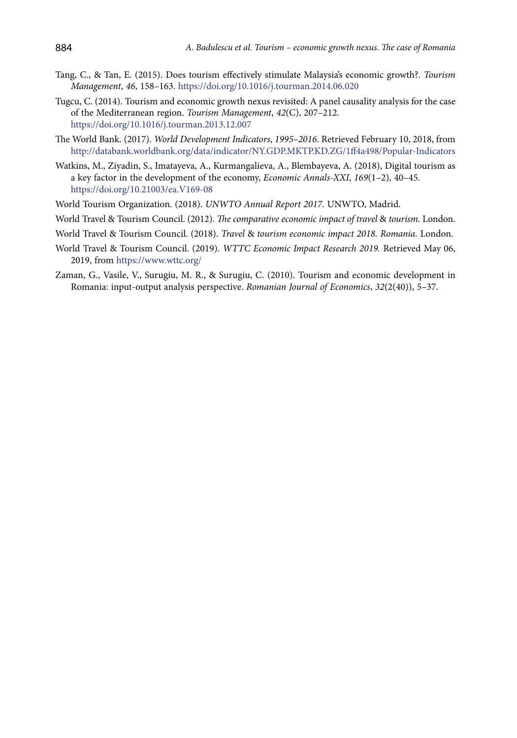Tang, C., & Tan, E. (2015). Does tourism effectively stimulate Malaysia's economic growth?. *Tourism Management*, *46*, 158–163. https://doi.org/10.1016/j.tourman.2014.06.020

Tugcu, C. (2014). Tourism and economic growth nexus revisited: A panel causality analysis for the case of the Mediterranean region. *Tourism Management*, *42*(C), 207–212. https://doi.org/10.1016/j.tourman.2013.12.007

The World Bank. (2017). *World Development Indicators*, *1995–2016*. Retrieved February 10, 2018, from http://databank.worldbank.org/data/indicator/NY.GDP.MKTP.KD.ZG/1ff4a498/Popular-Indicators

Watkins, M., Ziyadin, S., Imatayeva, A., Kurmangalieva, A., Blembayeva, A. (2018), Digital tourism as a key factor in the development of the economy, *Economic Annals-XXI*, *169*(1–2), 40–45. https://doi.org/10.21003/ea.V169-08

World Tourism Organization. (2018). *UNWTO Annual Report 2017.* UNWTO, Madrid.

World Travel & Tourism Council. (2012). *The comparative economic impact of travel & tourism.* London.

World Travel & Tourism Council. (2018). *Travel & tourism economic impact 2018. Romania.* London.

World Travel & Tourism Council. (2019). *WTTC Economic Impact Research 2019.* Retrieved May 06, 2019, from https://www.wttc.org/

Zaman, G., Vasile, V., Surugiu, M. R., & Surugiu, C. (2010). Tourism and economic development in Romania: input-output analysis perspective. *Romanian Journal of Economics*, *32*(2(40)), 5–37.